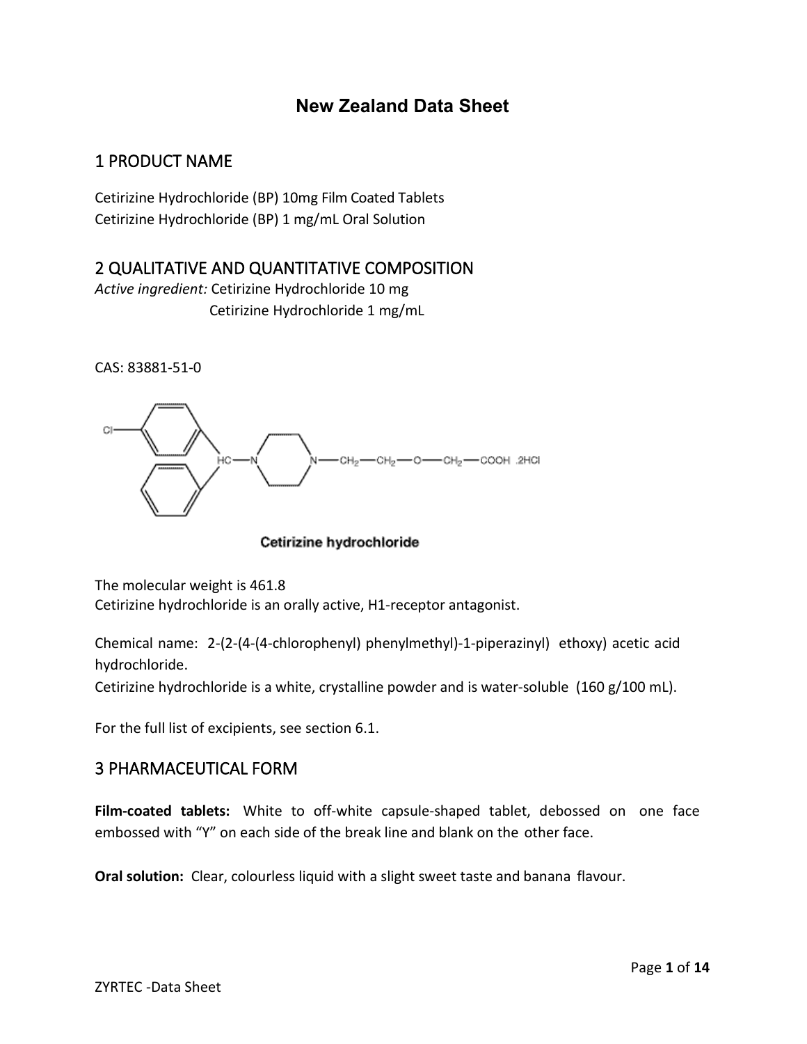# New Zealand Data Sheet

## 1 PRODUCT NAME

Cetirizine Hydrochloride (BP) 10mg Film Coated Tablets
Cetirizine Hydrochloride (BP) 1 mg/mL Oral Solution

## 2 QUALITATIVE AND QUANTITATIVE COMPOSITION

*Active ingredient:* Cetirizine Hydrochloride 10 mg
Cetirizine Hydrochloride 1 mg/mL

CAS: 83881-51-0

**Cetirizine hydrochloride**

The molecular weight is 461.8
Cetirizine hydrochloride is an orally active, H1-receptor antagonist.

Chemical name: 2-(2-(4-(4-chlorophenyl) phenylmethyl)-1-piperazinyl) ethoxy) acetic acid hydrochloride.
Cetirizine hydrochloride is a white, crystalline powder and is water-soluble (160 g/100 mL).

For the full list of excipients, see section 6.1.

## 3 PHARMACEUTICAL FORM

**Film-coated tablets:** White to off-white capsule-shaped tablet, debossed on one face embossed with "Y" on each side of the break line and blank on the other face.

**Oral solution:** Clear, colourless liquid with a slight sweet taste and banana flavour.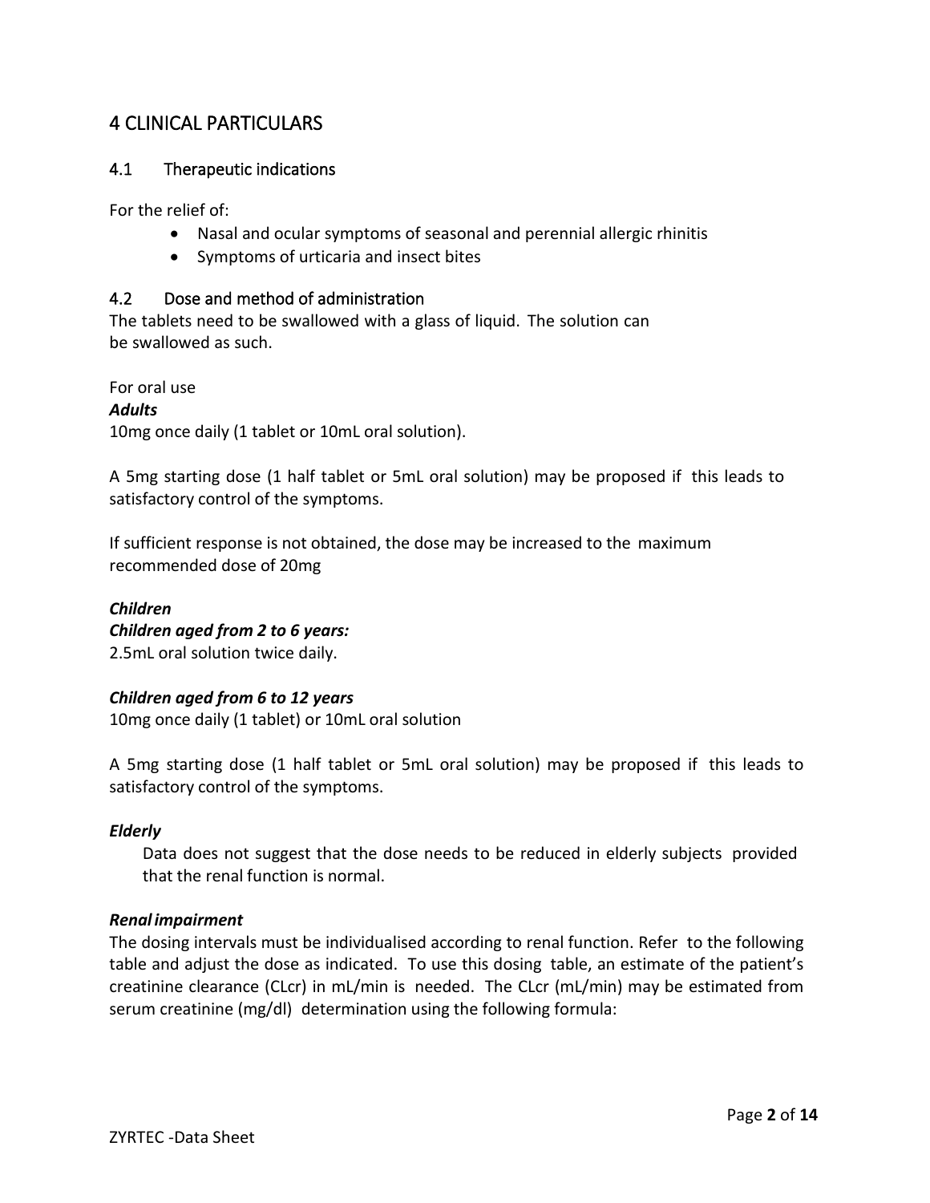# 4 CLINICAL PARTICULARS

## 4.1 Therapeutic indications

For the relief of:

- Nasal and ocular symptoms of seasonal and perennial allergic rhinitis
- Symptoms of urticaria and insect bites

## 4.2 Dose and method of administration

The tablets need to be swallowed with a glass of liquid. The solution can be swallowed as such.

For oral use

***Adults***

10mg once daily (1 tablet or 10mL oral solution).

A 5mg starting dose (1 half tablet or 5mL oral solution) may be proposed if this leads to satisfactory control of the symptoms.

If sufficient response is not obtained, the dose may be increased to the maximum recommended dose of 20mg

***Children***

***Children aged from 2 to 6 years:***

2.5mL oral solution twice daily.

***Children aged from 6 to 12 years***

10mg once daily (1 tablet) or 10mL oral solution

A 5mg starting dose (1 half tablet or 5mL oral solution) may be proposed if this leads to satisfactory control of the symptoms.

***Elderly***

Data does not suggest that the dose needs to be reduced in elderly subjects provided that the renal function is normal.

***Renal impairment***

The dosing intervals must be individualised according to renal function. Refer to the following table and adjust the dose as indicated. To use this dosing table, an estimate of the patient's creatinine clearance (CLcr) in mL/min is needed. The CLcr (mL/min) may be estimated from serum creatinine (mg/dl) determination using the following formula: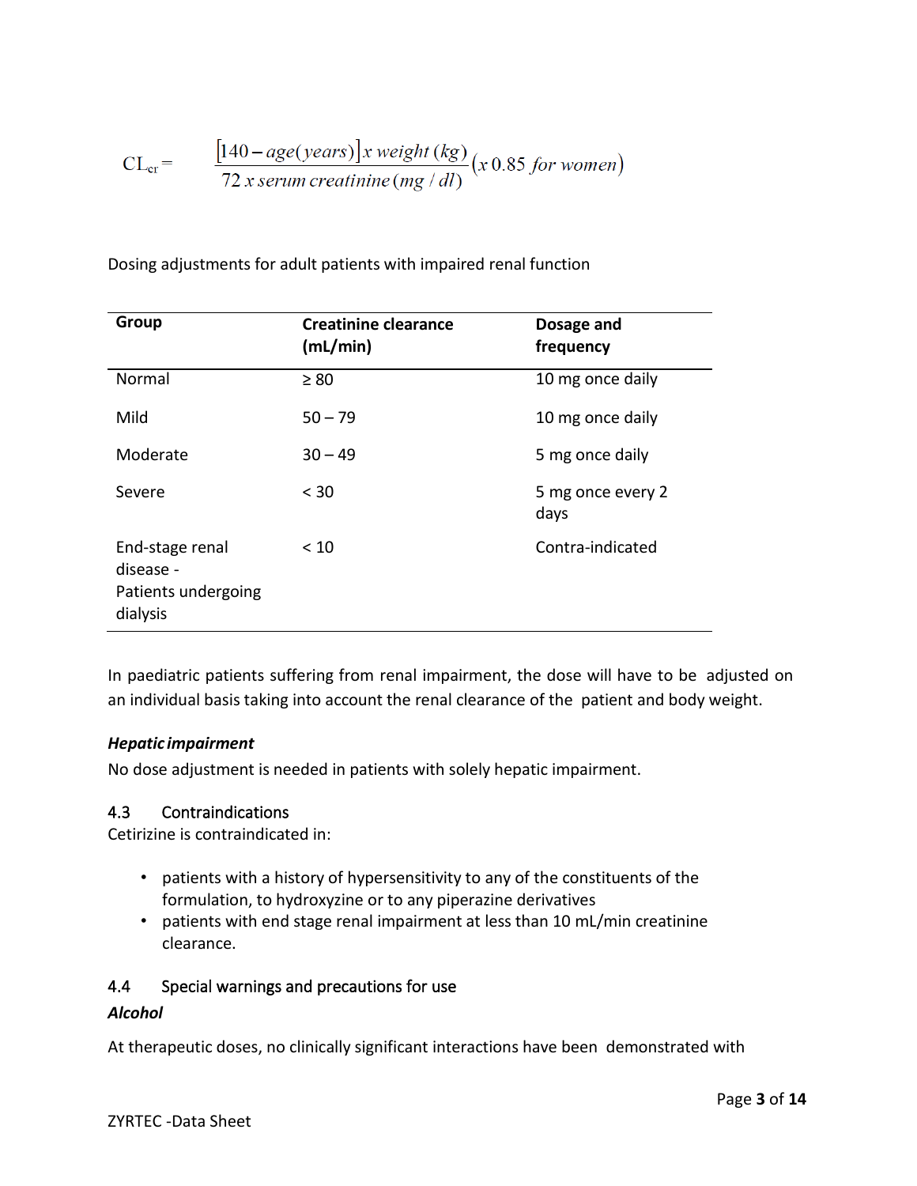$$CL_{cr} = \frac{[140 - age(years)] \, x \, weight \, (kg)}{72 \, x \, serum \, creatinine \, (mg/dl)} (x \, 0.85 \, for \, women)$$

Dosing adjustments for adult patients with impaired renal function

| Group | Creatinine clearance (mL/min) | Dosage and frequency |
|---|---|---|
| Normal | ≥ 80 | 10 mg once daily |
| Mild | 50 – 79 | 10 mg once daily |
| Moderate | 30 – 49 | 5 mg once daily |
| Severe | < 30 | 5 mg once every 2 days |
| End-stage renal disease - Patients undergoing dialysis | < 10 | Contra-indicated |

In paediatric patients suffering from renal impairment, the dose will have to be adjusted on an individual basis taking into account the renal clearance of the patient and body weight.

***Hepatic impairment***

No dose adjustment is needed in patients with solely hepatic impairment.

### 4.3 Contraindications

Cetirizine is contraindicated in:

- patients with a history of hypersensitivity to any of the constituents of the formulation, to hydroxyzine or to any piperazine derivatives
- patients with end stage renal impairment at less than 10 mL/min creatinine clearance.

### 4.4 Special warnings and precautions for use

***Alcohol***

At therapeutic doses, no clinically significant interactions have been demonstrated with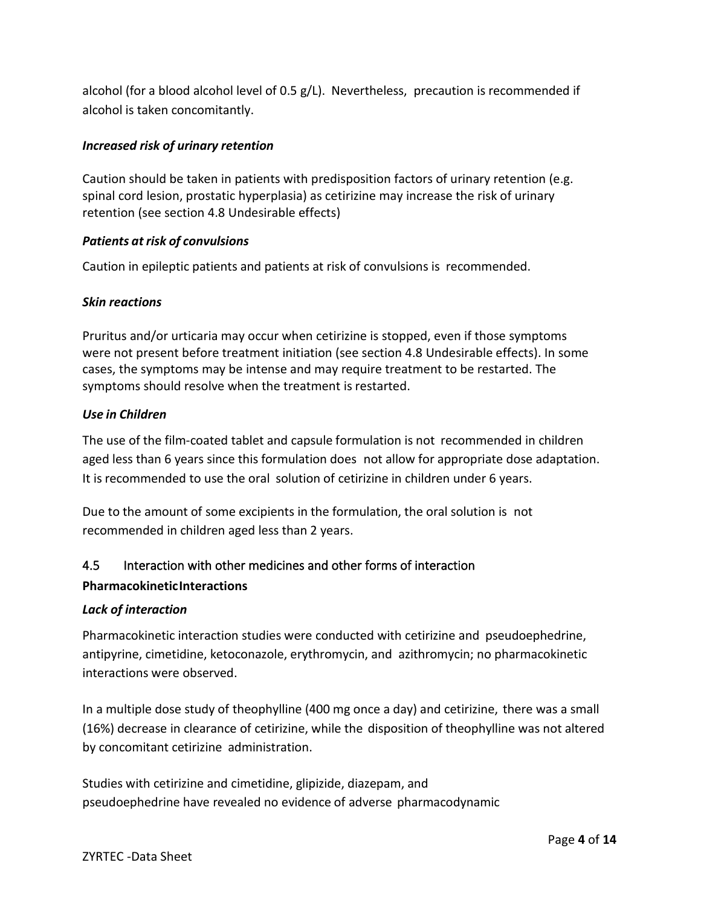alcohol (for a blood alcohol level of 0.5 g/L). Nevertheless, precaution is recommended if alcohol is taken concomitantly.

***Increased risk of urinary retention***

Caution should be taken in patients with predisposition factors of urinary retention (e.g. spinal cord lesion, prostatic hyperplasia) as cetirizine may increase the risk of urinary retention (see section 4.8 Undesirable effects)

***Patients at risk of convulsions***

Caution in epileptic patients and patients at risk of convulsions is recommended.

***Skin reactions***

Pruritus and/or urticaria may occur when cetirizine is stopped, even if those symptoms were not present before treatment initiation (see section 4.8 Undesirable effects). In some cases, the symptoms may be intense and may require treatment to be restarted. The symptoms should resolve when the treatment is restarted.

***Use in Children***

The use of the film-coated tablet and capsule formulation is not recommended in children aged less than 6 years since this formulation does not allow for appropriate dose adaptation. It is recommended to use the oral solution of cetirizine in children under 6 years.

Due to the amount of some excipients in the formulation, the oral solution is not recommended in children aged less than 2 years.

## 4.5 Interaction with other medicines and other forms of interaction

**Pharmacokinetic Interactions**

***Lack of interaction***

Pharmacokinetic interaction studies were conducted with cetirizine and pseudoephedrine, antipyrine, cimetidine, ketoconazole, erythromycin, and azithromycin; no pharmacokinetic interactions were observed.

In a multiple dose study of theophylline (400 mg once a day) and cetirizine, there was a small (16%) decrease in clearance of cetirizine, while the disposition of theophylline was not altered by concomitant cetirizine administration.

Studies with cetirizine and cimetidine, glipizide, diazepam, and pseudoephedrine have revealed no evidence of adverse pharmacodynamic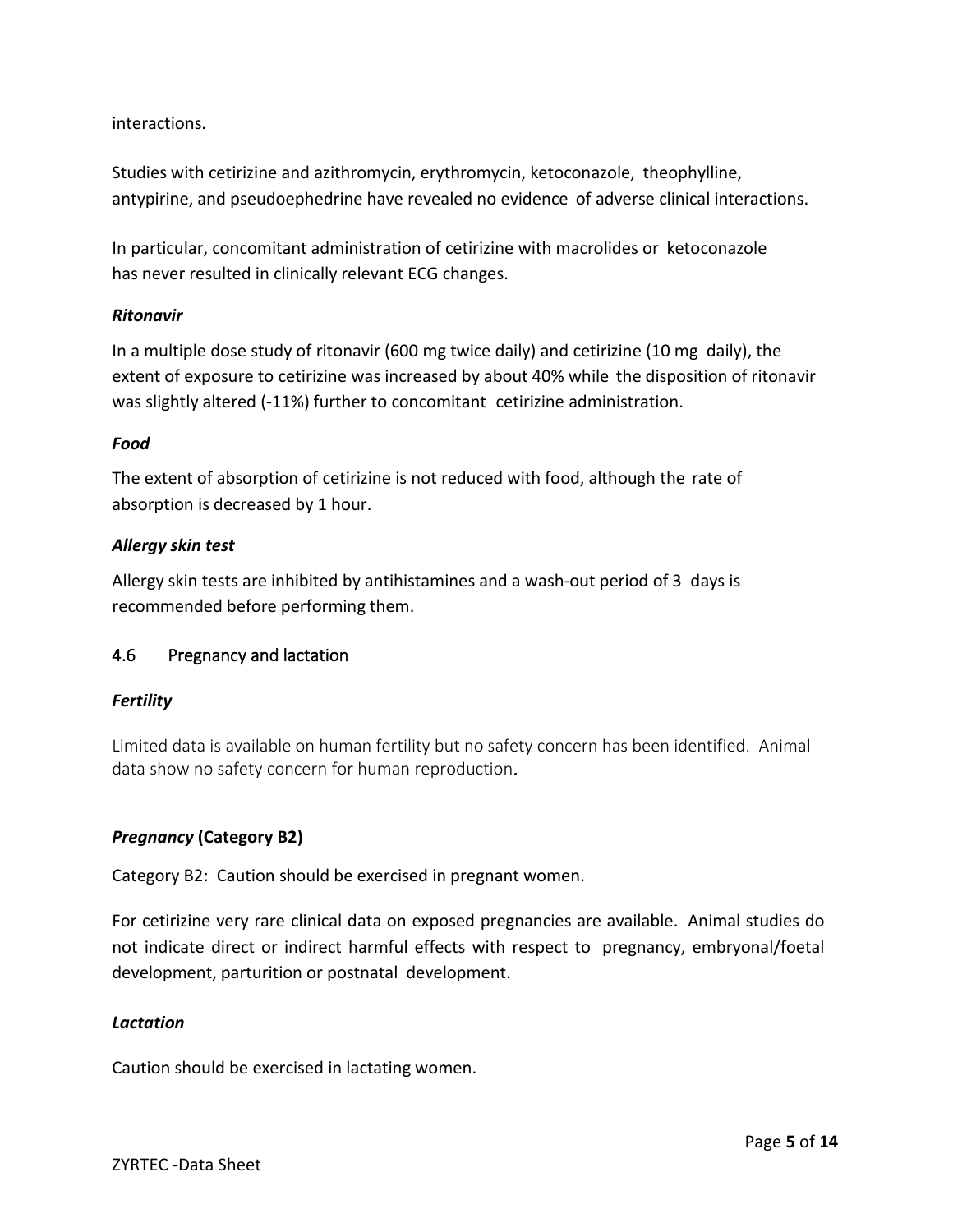interactions.

Studies with cetirizine and azithromycin, erythromycin, ketoconazole, theophylline, antypirine, and pseudoephedrine have revealed no evidence of adverse clinical interactions.

In particular, concomitant administration of cetirizine with macrolides or ketoconazole has never resulted in clinically relevant ECG changes.

***Ritonavir***

In a multiple dose study of ritonavir (600 mg twice daily) and cetirizine (10 mg daily), the extent of exposure to cetirizine was increased by about 40% while the disposition of ritonavir was slightly altered (-11%) further to concomitant cetirizine administration.

***Food***

The extent of absorption of cetirizine is not reduced with food, although the rate of absorption is decreased by 1 hour.

***Allergy skin test***

Allergy skin tests are inhibited by antihistamines and a wash-out period of 3 days is recommended before performing them.

## 4.6 Pregnancy and lactation

***Fertility***

Limited data is available on human fertility but no safety concern has been identified. Animal data show no safety concern for human reproduction.

***Pregnancy* (Category B2)**

Category B2: Caution should be exercised in pregnant women.

For cetirizine very rare clinical data on exposed pregnancies are available. Animal studies do not indicate direct or indirect harmful effects with respect to pregnancy, embryonal/foetal development, parturition or postnatal development.

***Lactation***

Caution should be exercised in lactating women.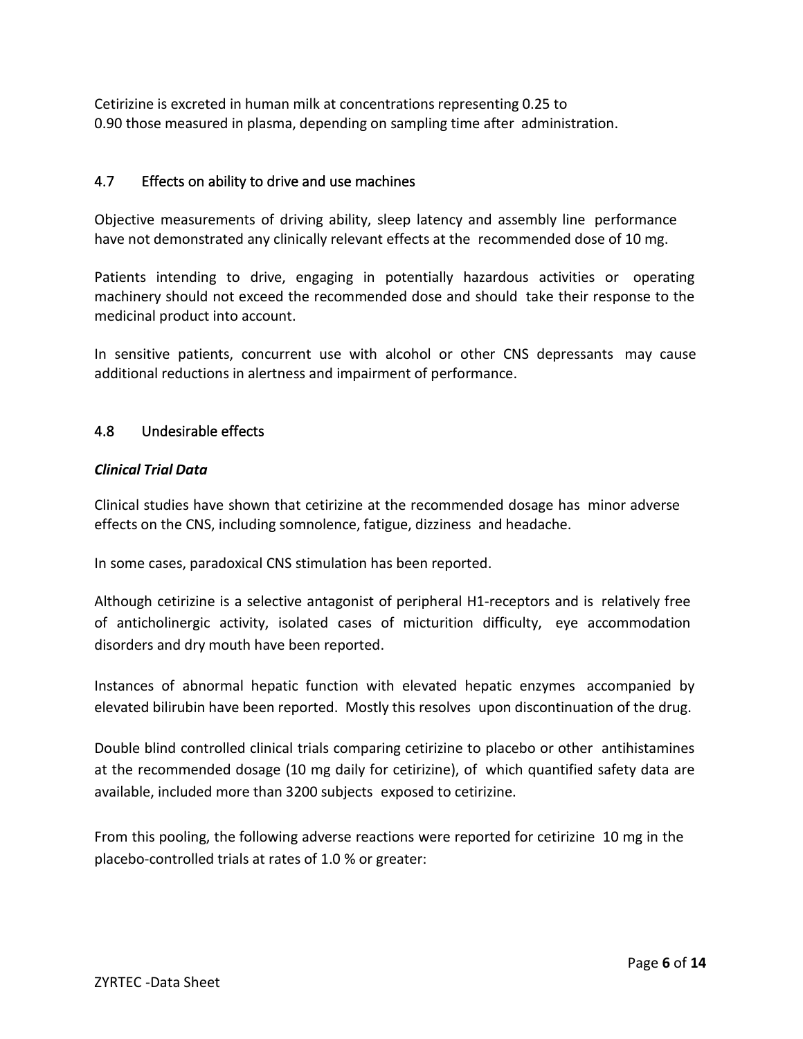Cetirizine is excreted in human milk at concentrations representing 0.25 to 0.90 those measured in plasma, depending on sampling time after administration.

### 4.7 Effects on ability to drive and use machines

Objective measurements of driving ability, sleep latency and assembly line performance have not demonstrated any clinically relevant effects at the recommended dose of 10 mg.

Patients intending to drive, engaging in potentially hazardous activities or operating machinery should not exceed the recommended dose and should take their response to the medicinal product into account.

In sensitive patients, concurrent use with alcohol or other CNS depressants may cause additional reductions in alertness and impairment of performance.

### 4.8 Undesirable effects

***Clinical Trial Data***

Clinical studies have shown that cetirizine at the recommended dosage has minor adverse effects on the CNS, including somnolence, fatigue, dizziness and headache.

In some cases, paradoxical CNS stimulation has been reported.

Although cetirizine is a selective antagonist of peripheral H1-receptors and is relatively free of anticholinergic activity, isolated cases of micturition difficulty, eye accommodation disorders and dry mouth have been reported.

Instances of abnormal hepatic function with elevated hepatic enzymes accompanied by elevated bilirubin have been reported. Mostly this resolves upon discontinuation of the drug.

Double blind controlled clinical trials comparing cetirizine to placebo or other antihistamines at the recommended dosage (10 mg daily for cetirizine), of which quantified safety data are available, included more than 3200 subjects exposed to cetirizine.

From this pooling, the following adverse reactions were reported for cetirizine 10 mg in the placebo-controlled trials at rates of 1.0 % or greater: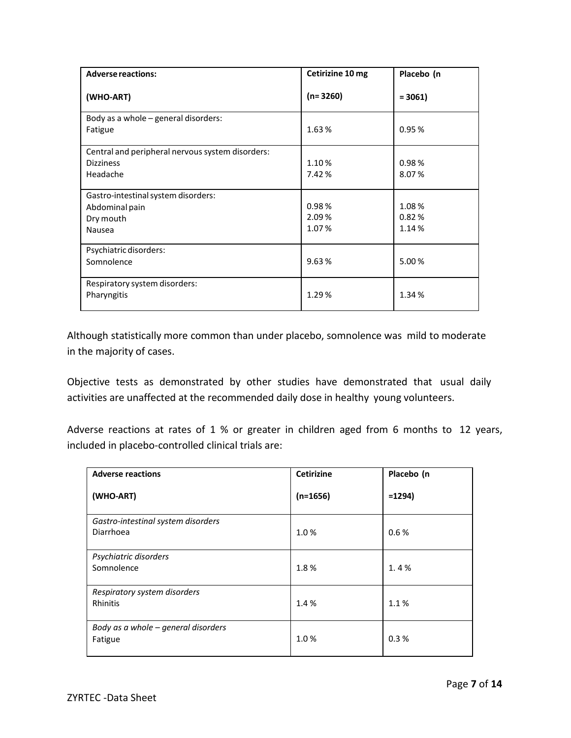| **Adverse reactions:** **(WHO-ART)** | **Cetirizine 10 mg** **(n= 3260)** | **Placebo (n = 3061)** |
|---|---|---|
| Body as a whole – general disorders:<br>Fatigue | 1.63 % | 0.95 % |
| Central and peripheral nervous system disorders:<br>Dizziness<br>Headache | 1.10 %<br>7.42 % | 0.98 %<br>8.07 % |
| Gastro-intestinal system disorders:<br>Abdominal pain<br>Dry mouth<br>Nausea | 0.98 %<br>2.09 %<br>1.07 % | 1.08 %<br>0.82 %<br>1.14 % |
| Psychiatric disorders:<br>Somnolence | 9.63 % | 5.00 % |
| Respiratory system disorders:<br>Pharyngitis | 1.29 % | 1.34 % |

Although statistically more common than under placebo, somnolence was mild to moderate in the majority of cases.

Objective tests as demonstrated by other studies have demonstrated that usual daily activities are unaffected at the recommended daily dose in healthy young volunteers.

Adverse reactions at rates of 1 % or greater in children aged from 6 months to 12 years, included in placebo-controlled clinical trials are:

| **Adverse reactions** **(WHO-ART)** | **Cetirizine** **(n=1656)** | **Placebo (n =1294)** |
|---|---|---|
| *Gastro-intestinal system disorders*<br>Diarrhoea | 1.0 % | 0.6 % |
| *Psychiatric disorders*<br>Somnolence | 1.8 % | 1. 4 % |
| *Respiratory system disorders*<br>Rhinitis | 1.4 % | 1.1 % |
| *Body as a whole – general disorders*<br>Fatigue | 1.0 % | 0.3 % |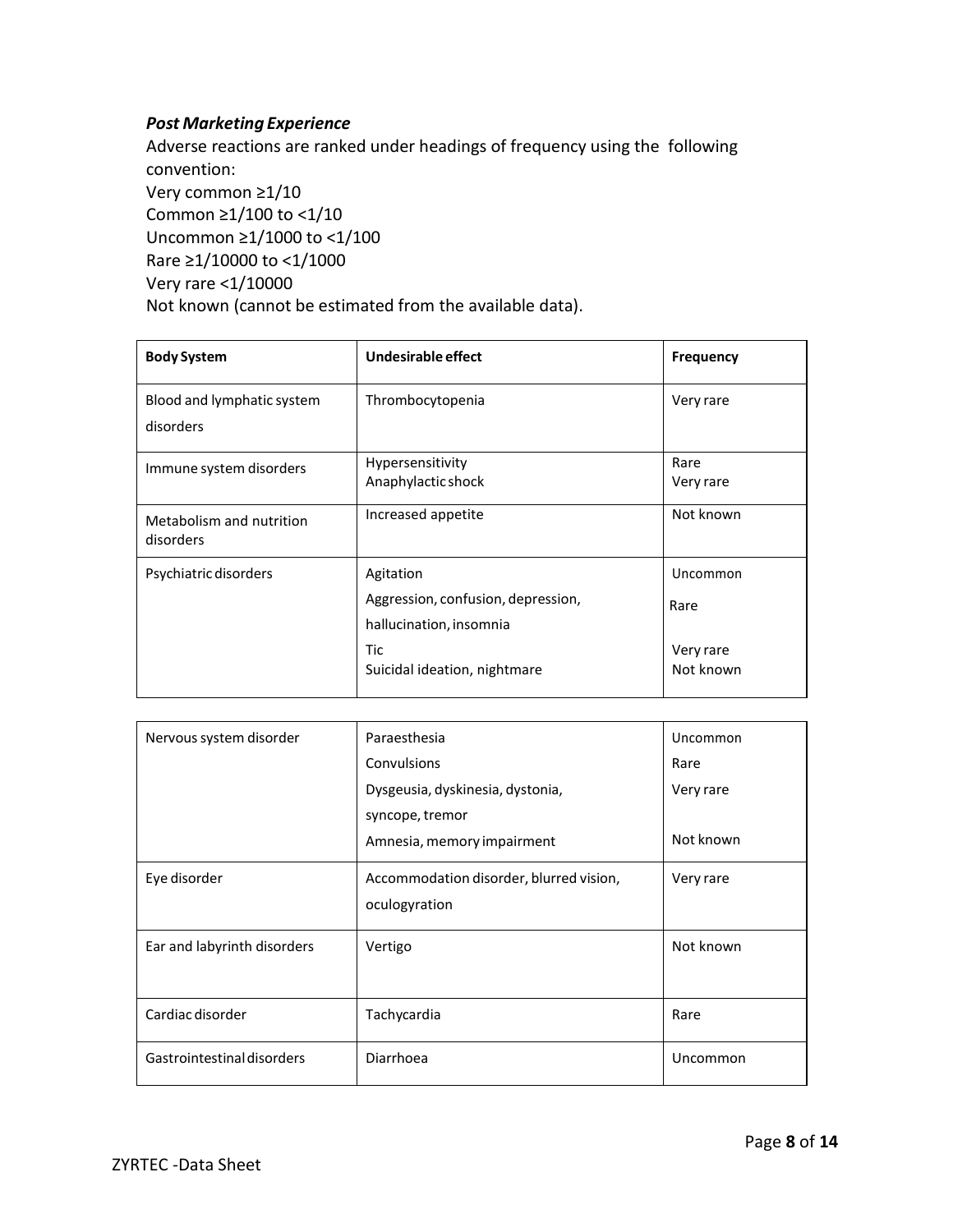***Post Marketing Experience***

Adverse reactions are ranked under headings of frequency using the following convention:

Very common ≥1/10
Common ≥1/100 to <1/10
Uncommon ≥1/1000 to <1/100
Rare ≥1/10000 to <1/1000
Very rare <1/10000
Not known (cannot be estimated from the available data).

| Body System | Undesirable effect | Frequency |
|---|---|---|
| Blood and lymphatic system disorders | Thrombocytopenia | Very rare |
| Immune system disorders | Hypersensitivity<br>Anaphylactic shock | Rare<br>Very rare |
| Metabolism and nutrition disorders | Increased appetite | Not known |
| Psychiatric disorders | Agitation<br>Aggression, confusion, depression, hallucination, insomnia<br>Tic<br>Suicidal ideation, nightmare | Uncommon<br>Rare<br>Very rare<br>Not known |
| Nervous system disorder | Paraesthesia<br>Convulsions<br>Dysgeusia, dyskinesia, dystonia, syncope, tremor<br>Amnesia, memory impairment | Uncommon<br>Rare<br>Very rare<br>Not known |
| Eye disorder | Accommodation disorder, blurred vision, oculogyration | Very rare |
| Ear and labyrinth disorders | Vertigo | Not known |
| Cardiac disorder | Tachycardia | Rare |
| Gastrointestinal disorders | Diarrhoea | Uncommon |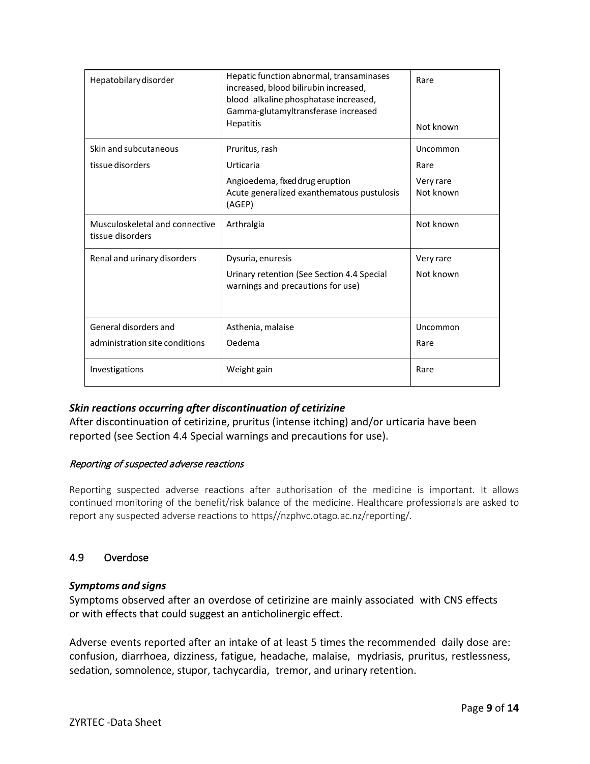| Hepatobilary disorder | Hepatic function abnormal, transaminases increased, blood bilirubin increased, blood alkaline phosphatase increased, Gamma-glutamyltransferase increased<br>Hepatitis | Rare<br><br>Not known |
|---|---|---|
| Skin and subcutaneous tissue disorders | Pruritus, rash<br>Urticaria<br>Angioedema, fixed drug eruption<br>Acute generalized exanthematous pustulosis (AGEP) | Uncommon<br>Rare<br>Very rare<br>Not known |
| Musculoskeletal and connective tissue disorders | Arthralgia | Not known |
| Renal and urinary disorders | Dysuria, enuresis<br>Urinary retention (See Section 4.4 Special warnings and precautions for use) | Very rare<br>Not known |
| General disorders and administration site conditions | Asthenia, malaise<br>Oedema | Uncommon<br>Rare |
| Investigations | Weight gain | Rare |

***Skin reactions occurring after discontinuation of cetirizine***

After discontinuation of cetirizine, pruritus (intense itching) and/or urticaria have been reported (see Section 4.4 Special warnings and precautions for use).

*Reporting of suspected adverse reactions*

Reporting suspected adverse reactions after authorisation of the medicine is important. It allows continued monitoring of the benefit/risk balance of the medicine. Healthcare professionals are asked to report any suspected adverse reactions to https//nzphvc.otago.ac.nz/reporting/.

## 4.9 Overdose

***Symptoms and signs***

Symptoms observed after an overdose of cetirizine are mainly associated with CNS effects or with effects that could suggest an anticholinergic effect.

Adverse events reported after an intake of at least 5 times the recommended daily dose are: confusion, diarrhoea, dizziness, fatigue, headache, malaise, mydriasis, pruritus, restlessness, sedation, somnolence, stupor, tachycardia, tremor, and urinary retention.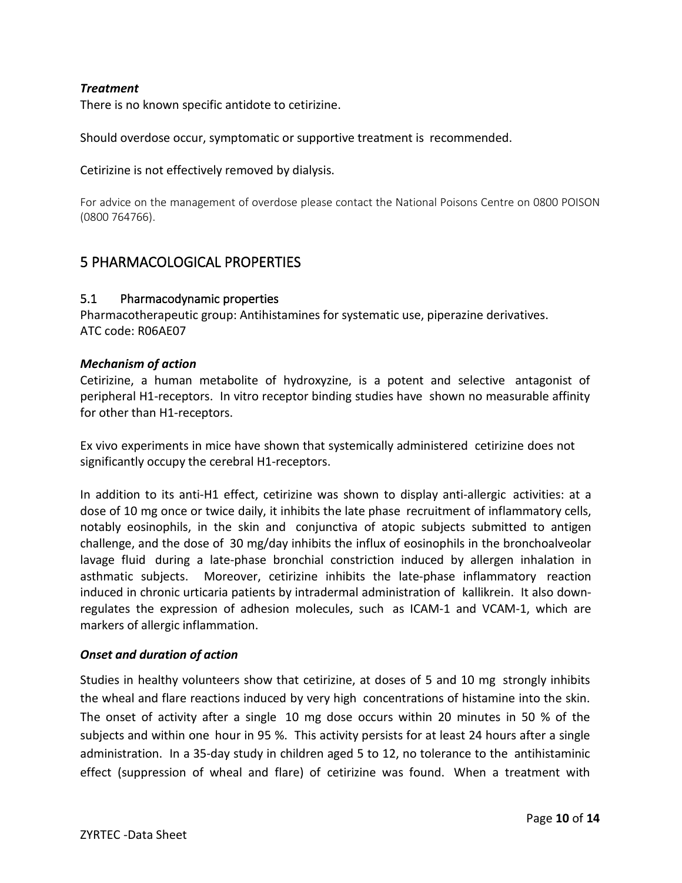***Treatment***

There is no known specific antidote to cetirizine.

Should overdose occur, symptomatic or supportive treatment is recommended.

Cetirizine is not effectively removed by dialysis.

For advice on the management of overdose please contact the National Poisons Centre on 0800 POISON (0800 764766).

# 5 PHARMACOLOGICAL PROPERTIES

## 5.1 Pharmacodynamic properties

Pharmacotherapeutic group: Antihistamines for systematic use, piperazine derivatives.
ATC code: R06AE07

***Mechanism of action***

Cetirizine, a human metabolite of hydroxyzine, is a potent and selective antagonist of peripheral H1-receptors. In vitro receptor binding studies have shown no measurable affinity for other than H1-receptors.

Ex vivo experiments in mice have shown that systemically administered cetirizine does not significantly occupy the cerebral H1-receptors.

In addition to its anti-H1 effect, cetirizine was shown to display anti-allergic activities: at a dose of 10 mg once or twice daily, it inhibits the late phase recruitment of inflammatory cells, notably eosinophils, in the skin and conjunctiva of atopic subjects submitted to antigen challenge, and the dose of 30 mg/day inhibits the influx of eosinophils in the bronchoalveolar lavage fluid during a late-phase bronchial constriction induced by allergen inhalation in asthmatic subjects. Moreover, cetirizine inhibits the late-phase inflammatory reaction induced in chronic urticaria patients by intradermal administration of kallikrein. It also down-regulates the expression of adhesion molecules, such as ICAM-1 and VCAM-1, which are markers of allergic inflammation.

***Onset and duration of action***

Studies in healthy volunteers show that cetirizine, at doses of 5 and 10 mg strongly inhibits the wheal and flare reactions induced by very high concentrations of histamine into the skin. The onset of activity after a single 10 mg dose occurs within 20 minutes in 50 % of the subjects and within one hour in 95 %. This activity persists for at least 24 hours after a single administration. In a 35-day study in children aged 5 to 12, no tolerance to the antihistaminic effect (suppression of wheal and flare) of cetirizine was found. When a treatment with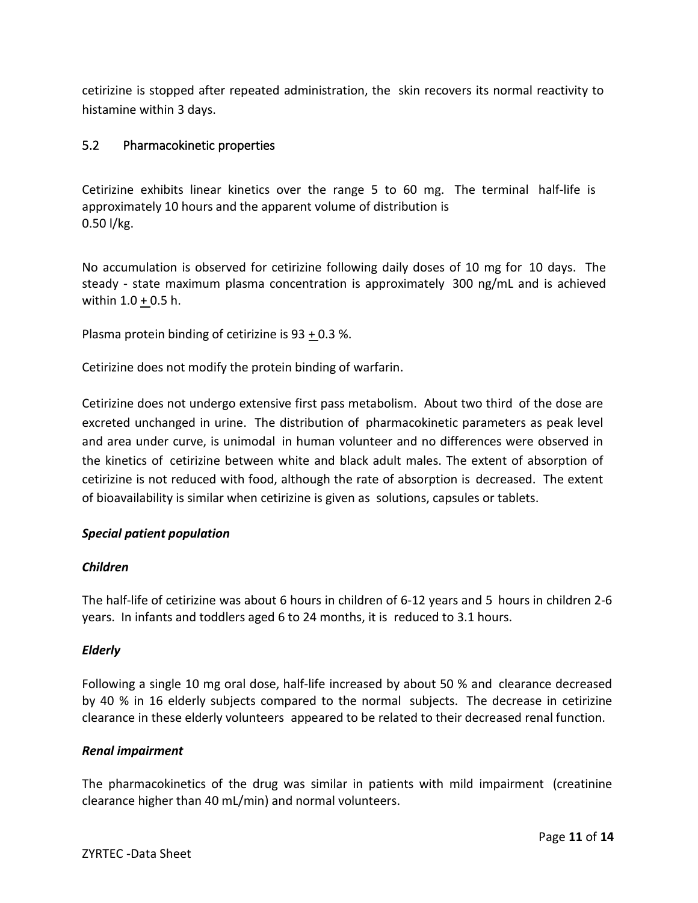cetirizine is stopped after repeated administration, the skin recovers its normal reactivity to histamine within 3 days.

## 5.2 Pharmacokinetic properties

Cetirizine exhibits linear kinetics over the range 5 to 60 mg. The terminal half-life is approximately 10 hours and the apparent volume of distribution is 0.50 l/kg.

No accumulation is observed for cetirizine following daily doses of 10 mg for 10 days. The steady - state maximum plasma concentration is approximately 300 ng/mL and is achieved within 1.0 ± 0.5 h.

Plasma protein binding of cetirizine is 93 ± 0.3 %.

Cetirizine does not modify the protein binding of warfarin.

Cetirizine does not undergo extensive first pass metabolism. About two third of the dose are excreted unchanged in urine. The distribution of pharmacokinetic parameters as peak level and area under curve, is unimodal in human volunteer and no differences were observed in the kinetics of cetirizine between white and black adult males. The extent of absorption of cetirizine is not reduced with food, although the rate of absorption is decreased. The extent of bioavailability is similar when cetirizine is given as solutions, capsules or tablets.

***Special patient population***

***Children***

The half-life of cetirizine was about 6 hours in children of 6-12 years and 5 hours in children 2-6 years. In infants and toddlers aged 6 to 24 months, it is reduced to 3.1 hours.

***Elderly***

Following a single 10 mg oral dose, half-life increased by about 50 % and clearance decreased by 40 % in 16 elderly subjects compared to the normal subjects. The decrease in cetirizine clearance in these elderly volunteers appeared to be related to their decreased renal function.

***Renal impairment***

The pharmacokinetics of the drug was similar in patients with mild impairment (creatinine clearance higher than 40 mL/min) and normal volunteers.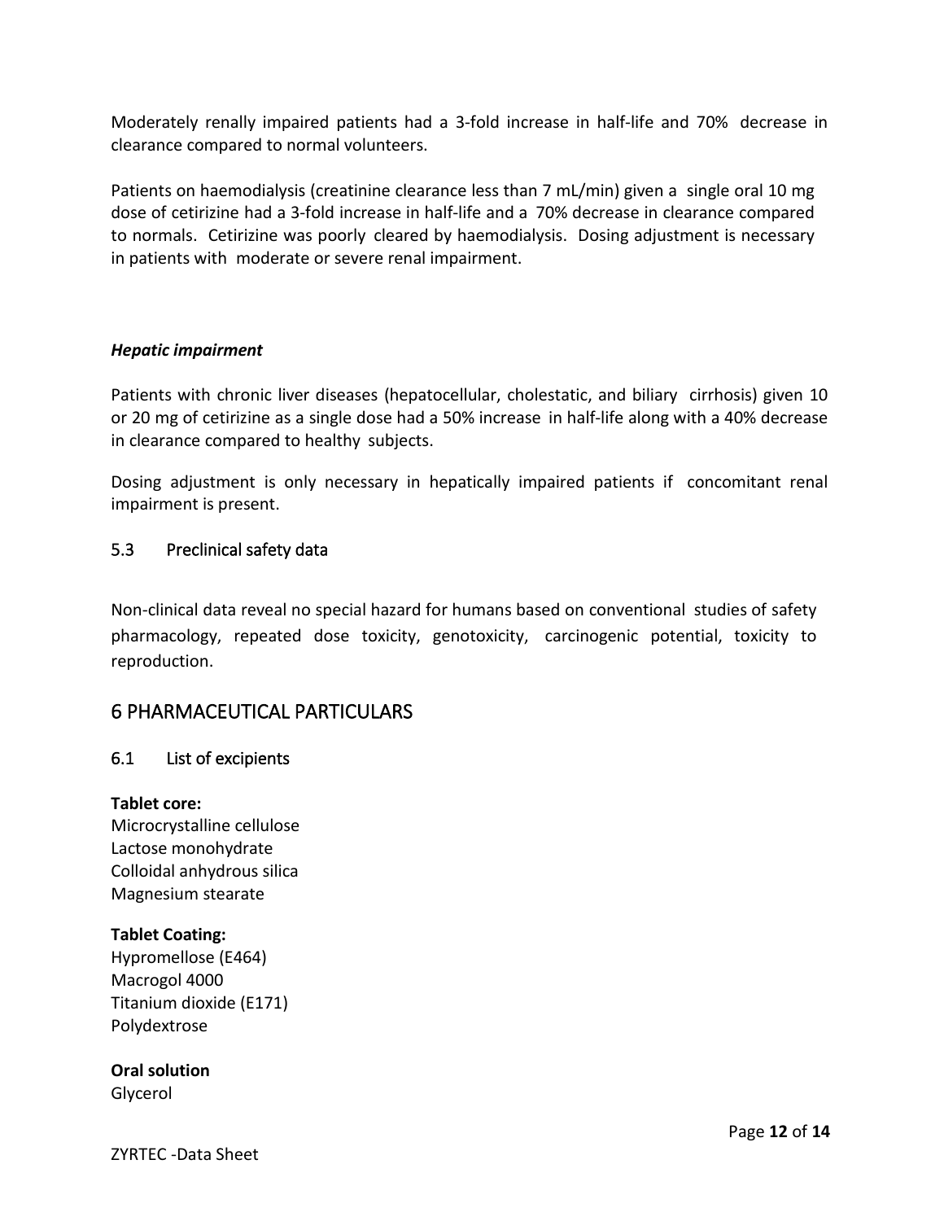Moderately renally impaired patients had a 3-fold increase in half-life and 70% decrease in clearance compared to normal volunteers.

Patients on haemodialysis (creatinine clearance less than 7 mL/min) given a single oral 10 mg dose of cetirizine had a 3-fold increase in half-life and a 70% decrease in clearance compared to normals. Cetirizine was poorly cleared by haemodialysis. Dosing adjustment is necessary in patients with moderate or severe renal impairment.

***Hepatic impairment***

Patients with chronic liver diseases (hepatocellular, cholestatic, and biliary cirrhosis) given 10 or 20 mg of cetirizine as a single dose had a 50% increase in half-life along with a 40% decrease in clearance compared to healthy subjects.

Dosing adjustment is only necessary in hepatically impaired patients if concomitant renal impairment is present.

### 5.3 Preclinical safety data

Non-clinical data reveal no special hazard for humans based on conventional studies of safety pharmacology, repeated dose toxicity, genotoxicity, carcinogenic potential, toxicity to reproduction.

## 6 PHARMACEUTICAL PARTICULARS

### 6.1 List of excipients

**Tablet core:**
Microcrystalline cellulose
Lactose monohydrate
Colloidal anhydrous silica
Magnesium stearate

**Tablet Coating:**
Hypromellose (E464)
Macrogol 4000
Titanium dioxide (E171)
Polydextrose

**Oral solution**
Glycerol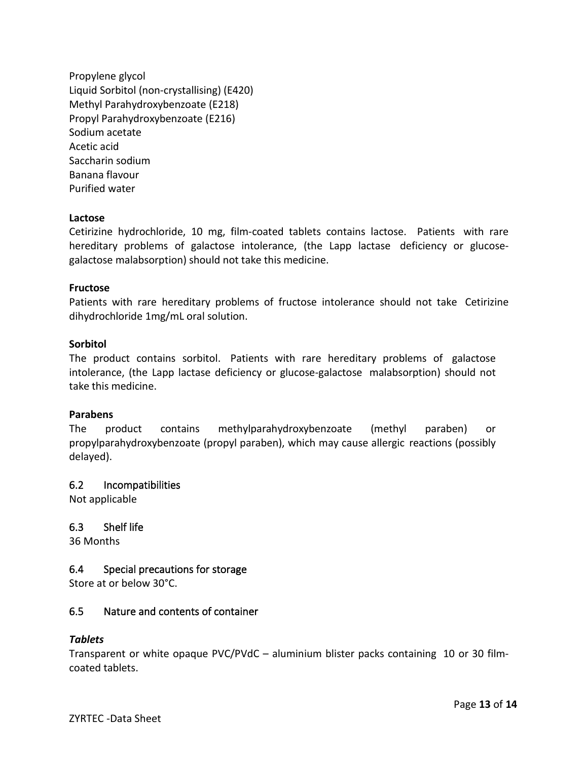Propylene glycol
Liquid Sorbitol (non-crystallising) (E420)
Methyl Parahydroxybenzoate (E218)
Propyl Parahydroxybenzoate (E216)
Sodium acetate
Acetic acid
Saccharin sodium
Banana flavour
Purified water

**Lactose**

Cetirizine hydrochloride, 10 mg, film-coated tablets contains lactose. Patients with rare hereditary problems of galactose intolerance, (the Lapp lactase deficiency or glucose-galactose malabsorption) should not take this medicine.

**Fructose**

Patients with rare hereditary problems of fructose intolerance should not take Cetirizine dihydrochloride 1mg/mL oral solution.

**Sorbitol**

The product contains sorbitol. Patients with rare hereditary problems of galactose intolerance, (the Lapp lactase deficiency or glucose-galactose malabsorption) should not take this medicine.

**Parabens**

The product contains methylparahydroxybenzoate (methyl paraben) or propylparahydroxybenzoate (propyl paraben), which may cause allergic reactions (possibly delayed).

## 6.2 Incompatibilities

Not applicable

## 6.3 Shelf life

36 Months

## 6.4 Special precautions for storage

Store at or below 30°C.

## 6.5 Nature and contents of container

***Tablets***

Transparent or white opaque PVC/PVdC – aluminium blister packs containing 10 or 30 film-coated tablets.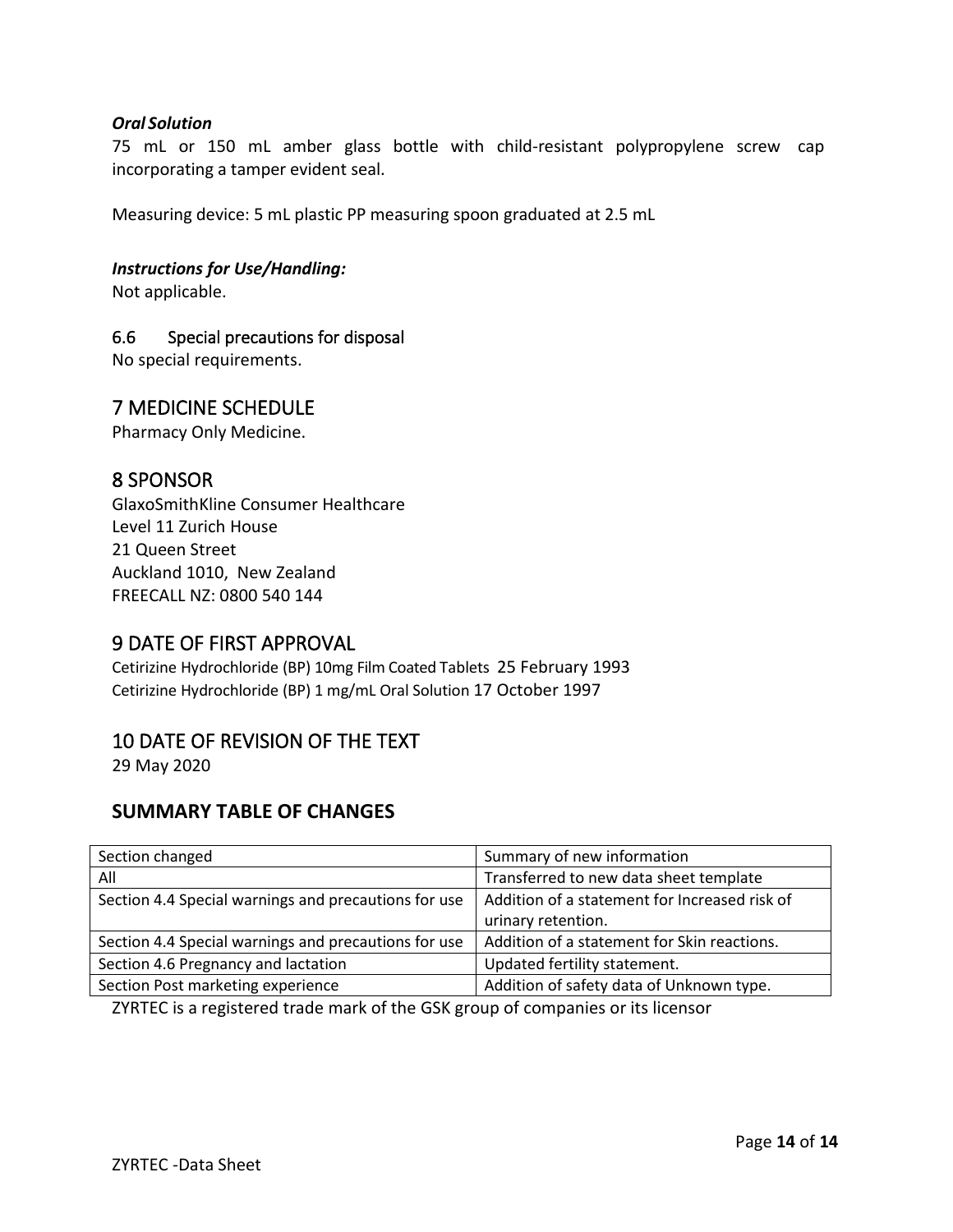***Oral Solution***

75 mL or 150 mL amber glass bottle with child-resistant polypropylene screw cap incorporating a tamper evident seal.

Measuring device: 5 mL plastic PP measuring spoon graduated at 2.5 mL

***Instructions for Use/Handling:***

Not applicable.

### 6.6 Special precautions for disposal

No special requirements.

## 7 MEDICINE SCHEDULE

Pharmacy Only Medicine.

## 8 SPONSOR

GlaxoSmithKline Consumer Healthcare
Level 11 Zurich House
21 Queen Street
Auckland 1010, New Zealand
FREECALL NZ: 0800 540 144

## 9 DATE OF FIRST APPROVAL

Cetirizine Hydrochloride (BP) 10mg Film Coated Tablets 25 February 1993
Cetirizine Hydrochloride (BP) 1 mg/mL Oral Solution 17 October 1997

## 10 DATE OF REVISION OF THE TEXT

29 May 2020

### SUMMARY TABLE OF CHANGES

| Section changed | Summary of new information |
|---|---|
| All | Transferred to new data sheet template |
| Section 4.4 Special warnings and precautions for use | Addition of a statement for Increased risk of urinary retention. |
| Section 4.4 Special warnings and precautions for use | Addition of a statement for Skin reactions. |
| Section 4.6 Pregnancy and lactation | Updated fertility statement. |
| Section Post marketing experience | Addition of safety data of Unknown type. |

ZYRTEC is a registered trade mark of the GSK group of companies or its licensor